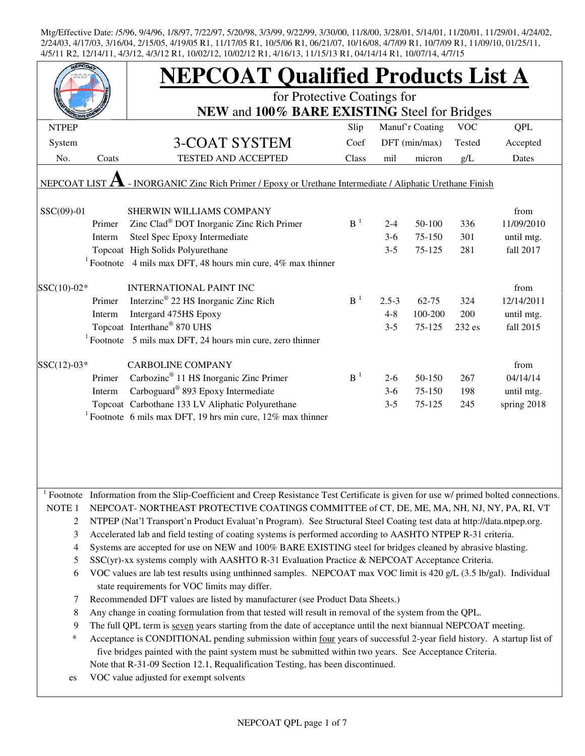Mtg/Effective Date: /5/96, 9/4/96, 1/8/97, 7/22/97, 5/20/98, 3/3/99, 9/22/99, 3/30/00, 11/8/00, 3/28/01, 5/14/01, 11/20/01, 11/29/01, 4/24/02, 2/24/03, 4/17/03, 3/16/04, 2/15/05, 4/19/05 R1, 11/17/05 R1, 10/5/06 R1, 06/21/07, 10/16/08, 4/7/09 R1, 10/7/09 R1, 11/09/10, 01/25/11, 4/5/11 R2, 12/14/11, 4/3/12, 4/3/12 R1, 10/02/12, 10/02/12 R1, 4/16/13, 11/15/13 R1, 04/14/14 R1, 10/07/14, 4/7/15

# NEPCOAT Qualified Products List A

for Protective Coatings for
**NEW** and **100% BARE EXISTING** Steel for Bridges

| NTPEP System No. | Coats | 3-COAT SYSTEM TESTED AND ACCEPTED | Slip Coef Class | Manuf'r Coating DFT (min/max) mil | micron | VOC Tested g/L | QPL Accepted Dates |
|---|---|---|---|---|---|---|---|
| NEPCOAT LIST **A** - INORGANIC Zinc Rich Primer / Epoxy or Urethane Intermediate / Aliphatic Urethane Finish | | | | | | | |
| SSC(09)-01 | | SHERWIN WILLIAMS COMPANY | | | | | from |
| | Primer | Zinc Clad® DOT Inorganic Zinc Rich Primer | B [1] | 2-4 | 50-100 | 336 | 11/09/2010 |
| | Interm | Steel Spec Epoxy Intermediate | | 3-6 | 75-150 | 301 | until mtg. |
| | Topcoat | High Solids Polyurethane | | 3-5 | 75-125 | 281 | fall 2017 |
| | [1] Footnote | 4 mils max DFT, 48 hours min cure, 4% max thinner | | | | | |
| SSC(10)-02* | | INTERNATIONAL PAINT INC | | | | | from |
| | Primer | Interzinc® 22 HS Inorganic Zinc Rich | B [1] | 2.5-3 | 62-75 | 324 | 12/14/2011 |
| | Interm | Intergard 475HS Epoxy | | 4-8 | 100-200 | 200 | until mtg. |
| | Topcoat | Interthane® 870 UHS | | 3-5 | 75-125 | 232 es | fall 2015 |
| | [1] Footnote | 5 mils max DFT, 24 hours min cure, zero thinner | | | | | |
| SSC(12)-03* | | CARBOLINE COMPANY | | | | | from |
| | Primer | Carbozinc® 11 HS Inorganic Zinc Primer | B [1] | 2-6 | 50-150 | 267 | 04/14/14 |
| | Interm | Carboguard® 893 Epoxy Intermediate | | 3-6 | 75-150 | 198 | until mtg. |
| | Topcoat | Carbothane 133 LV Aliphatic Polyurethane | | 3-5 | 75-125 | 245 | spring 2018 |
| | [1] Footnote | 6 mils max DFT, 19 hrs min cure, 12% max thinner | | | | | |

[1] Footnote Information from the Slip-Coefficient and Creep Resistance Test Certificate is given for use w/ primed bolted connections.

NOTE 1 NEPCOAT- NORTHEAST PROTECTIVE COATINGS COMMITTEE of CT, DE, ME, MA, NH, NJ, NY, PA, RI, VT

2 NTPEP (Nat'l Transport'n Product Evaluat'n Program). See Structural Steel Coating test data at http://data.ntpep.org.

3 Accelerated lab and field testing of coating systems is performed according to AASHTO NTPEP R-31 criteria.

4 Systems are accepted for use on NEW and 100% BARE EXISTING steel for bridges cleaned by abrasive blasting.

5 SSC(yr)-xx systems comply with AASHTO R-31 Evaluation Practice & NEPCOAT Acceptance Criteria.

6 VOC values are lab test results using unthinned samples. NEPCOAT max VOC limit is 420 g/L (3.5 lb/gal). Individual state requirements for VOC limits may differ.

7 Recommended DFT values are listed by manufacturer (see Product Data Sheets.)

8 Any change in coating formulation from that tested will result in removal of the system from the QPL.

9 The full QPL term is seven years starting from the date of acceptance until the next biannual NEPCOAT meeting.

\* Acceptance is CONDITIONAL pending submission within four years of successful 2-year field history. A startup list of five bridges painted with the paint system must be submitted within two years. See Acceptance Criteria. Note that R-31-09 Section 12.1, Requalification Testing, has been discontinued.

es VOC value adjusted for exempt solvents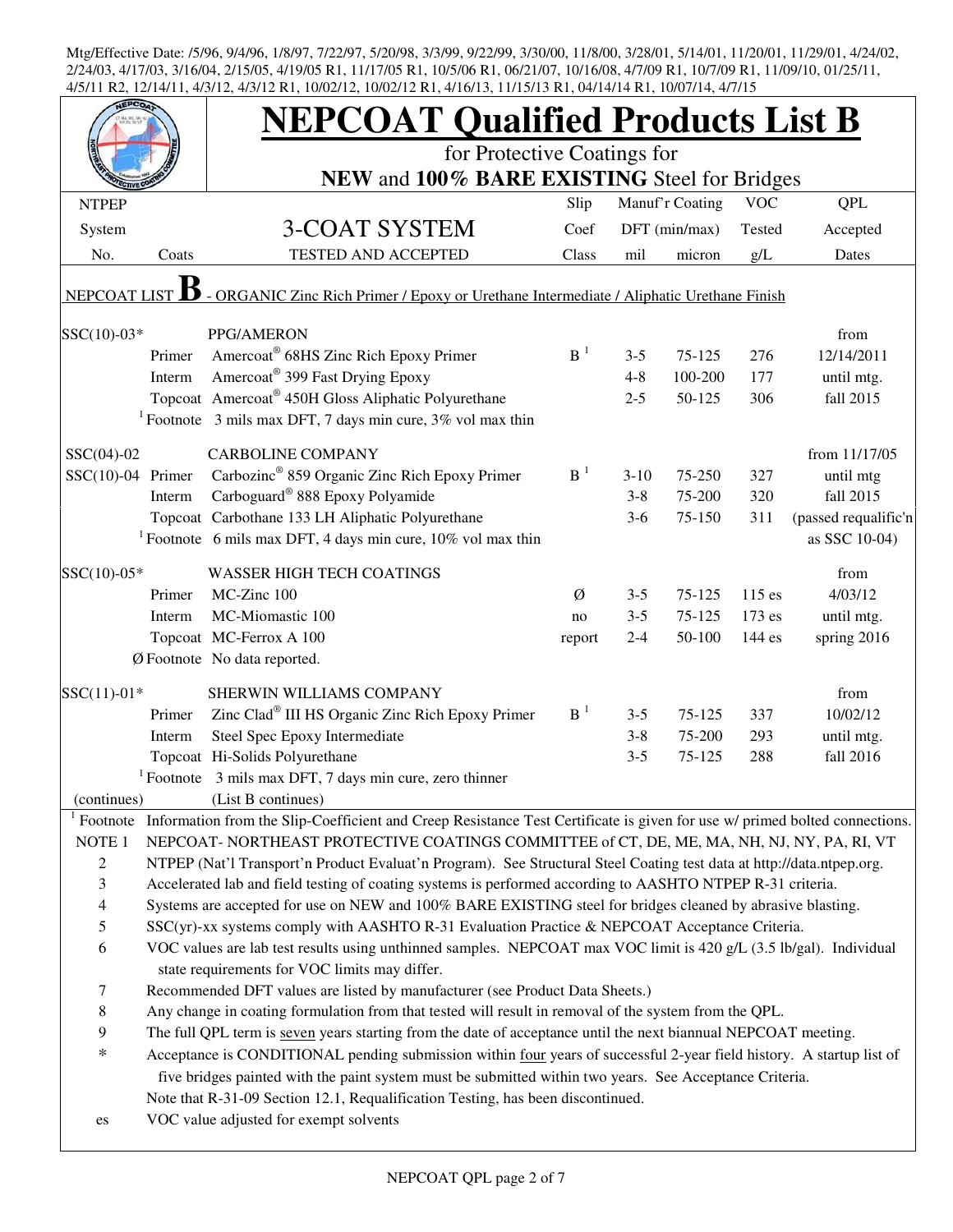Mtg/Effective Date: /5/96, 9/4/96, 1/8/97, 7/22/97, 5/20/98, 3/3/99, 9/22/99, 3/30/00, 11/8/00, 3/28/01, 5/14/01, 11/20/01, 11/29/01, 4/24/02, 2/24/03, 4/17/03, 3/16/04, 2/15/05, 4/19/05 R1, 11/17/05 R1, 10/5/06 R1, 06/21/07, 10/16/08, 4/7/09 R1, 10/7/09 R1, 11/09/10, 01/25/11, 4/5/11 R2, 12/14/11, 4/3/12, 4/3/12 R1, 10/02/12, 10/02/12 R1, 4/16/13, 11/15/13 R1, 04/14/14 R1, 10/07/14, 4/7/15

# NEPCOAT Qualified Products List B

## for Protective Coatings for **NEW** and **100% BARE EXISTING** Steel for Bridges

| NTPEP System No. | Coats | 3-COAT SYSTEM TESTED AND ACCEPTED | Slip Coef Class | Manuf'r Coating DFT (min/max) mil | micron | VOC Tested g/L | QPL Accepted Dates |
|---|---|---|---|---|---|---|---|
| NEPCOAT LIST **B** - ORGANIC Zinc Rich Primer / Epoxy or Urethane Intermediate / Aliphatic Urethane Finish | | | | | | | |
| SSC(10)-03* | | PPG/AMERON | | | | | from |
| | Primer | Amercoat® 68HS Zinc Rich Epoxy Primer | B [1] | 3-5 | 75-125 | 276 | 12/14/2011 |
| | Interm | Amercoat® 399 Fast Drying Epoxy | | 4-8 | 100-200 | 177 | until mtg. |
| | Topcoat | Amercoat® 450H Gloss Aliphatic Polyurethane | | 2-5 | 50-125 | 306 | fall 2015 |
| | [1] Footnote | 3 mils max DFT, 7 days min cure, 3% vol max thin | | | | | |
| SSC(04)-02 | | CARBOLINE COMPANY | | | | | from 11/17/05 |
| SSC(10)-04 | Primer | Carbozinc® 859 Organic Zinc Rich Epoxy Primer | B [1] | 3-10 | 75-250 | 327 | until mtg |
| | Interm | Carboguard® 888 Epoxy Polyamide | | 3-8 | 75-200 | 320 | fall 2015 |
| | Topcoat | Carbothane 133 LH Aliphatic Polyurethane | | 3-6 | 75-150 | 311 | (passed requalific'n |
| | [1] Footnote | 6 mils max DFT, 4 days min cure, 10% vol max thin | | | | | as SSC 10-04) |
| SSC(10)-05* | | WASSER HIGH TECH COATINGS | | | | | from |
| | Primer | MC-Zinc 100 | Ø | 3-5 | 75-125 | 115 es | 4/03/12 |
| | Interm | MC-Miomastic 100 | no | 3-5 | 75-125 | 173 es | until mtg. |
| | Topcoat | MC-Ferrox A 100 | report | 2-4 | 50-100 | 144 es | spring 2016 |
| | Ø Footnote | No data reported. | | | | | |
| SSC(11)-01* | | SHERWIN WILLIAMS COMPANY | | | | | from |
| | Primer | Zinc Clad® III HS Organic Zinc Rich Epoxy Primer | B [1] | 3-5 | 75-125 | 337 | 10/02/12 |
| | Interm | Steel Spec Epoxy Intermediate | | 3-8 | 75-200 | 293 | until mtg. |
| | Topcoat | Hi-Solids Polyurethane | | 3-5 | 75-125 | 288 | fall 2016 |
| | [1] Footnote | 3 mils max DFT, 7 days min cure, zero thinner | | | | | |
| (continues) | | (List B continues) | | | | | |

[1] Footnote Information from the Slip-Coefficient and Creep Resistance Test Certificate is given for use w/ primed bolted connections.

NOTE 1 NEPCOAT- NORTHEAST PROTECTIVE COATINGS COMMITTEE of CT, DE, ME, MA, NH, NJ, NY, PA, RI, VT

2 NTPEP (Nat'l Transport'n Product Evaluat'n Program). See Structural Steel Coating test data at http://data.ntpep.org.

3 Accelerated lab and field testing of coating systems is performed according to AASHTO NTPEP R-31 criteria.

4 Systems are accepted for use on NEW and 100% BARE EXISTING steel for bridges cleaned by abrasive blasting.

5 SSC(yr)-xx systems comply with AASHTO R-31 Evaluation Practice & NEPCOAT Acceptance Criteria.

6 VOC values are lab test results using unthinned samples. NEPCOAT max VOC limit is 420 g/L (3.5 lb/gal). Individual state requirements for VOC limits may differ.

7 Recommended DFT values are listed by manufacturer (see Product Data Sheets.)

8 Any change in coating formulation from that tested will result in removal of the system from the QPL.

9 The full QPL term is seven years starting from the date of acceptance until the next biannual NEPCOAT meeting.

* Acceptance is CONDITIONAL pending submission within four years of successful 2-year field history. A startup list of five bridges painted with the paint system must be submitted within two years. See Acceptance Criteria.

Note that R-31-09 Section 12.1, Requalification Testing, has been discontinued.

es VOC value adjusted for exempt solvents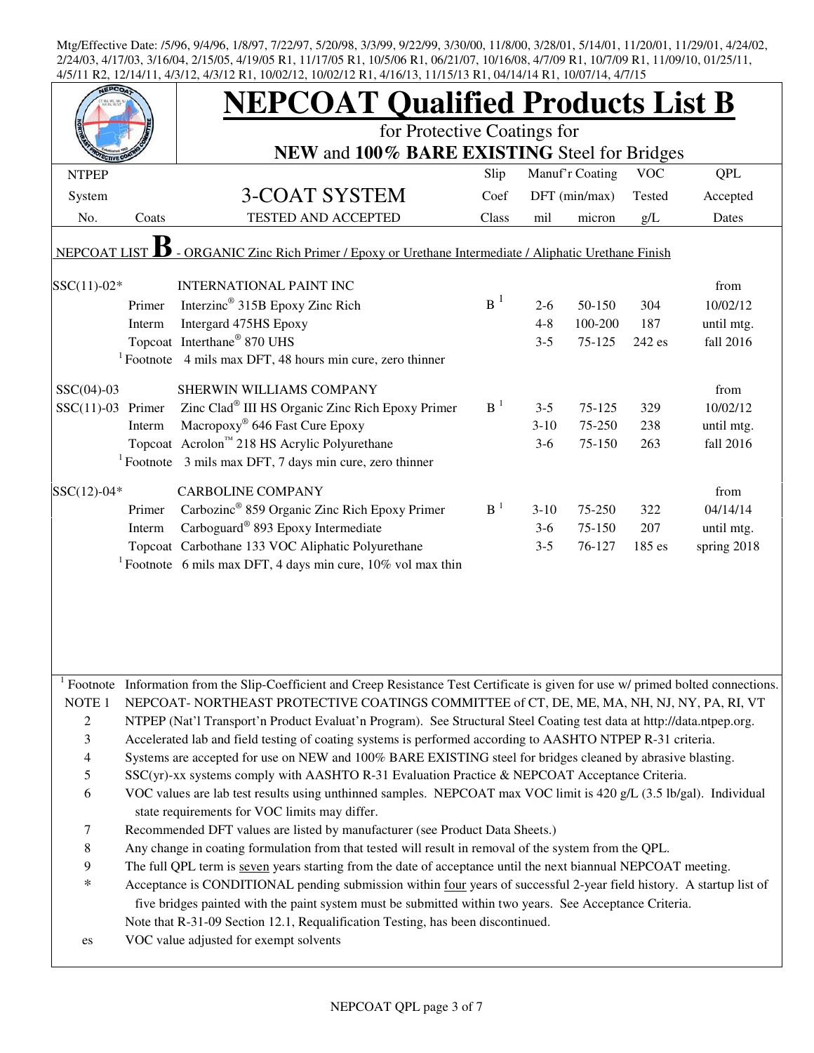Mtg/Effective Date: /5/96, 9/4/96, 1/8/97, 7/22/97, 5/20/98, 3/3/99, 9/22/99, 3/30/00, 11/8/00, 3/28/01, 5/14/01, 11/20/01, 11/29/01, 4/24/02, 2/24/03, 4/17/03, 3/16/04, 2/15/05, 4/19/05 R1, 11/17/05 R1, 10/5/06 R1, 06/21/07, 10/16/08, 4/7/09 R1, 10/7/09 R1, 11/09/10, 01/25/11, 4/5/11 R2, 12/14/11, 4/3/12, 4/3/12 R1, 10/02/12, 10/02/12 R1, 4/16/13, 11/15/13 R1, 04/14/14 R1, 10/07/14, 4/7/15

# NEPCOAT Qualified Products List B

for Protective Coatings for
**NEW** and **100% BARE EXISTING** Steel for Bridges

| NTPEP System No. | Coats | 3-COAT SYSTEM TESTED AND ACCEPTED | Slip Coef Class | Manuf'r Coating DFT (min/max) mil | micron | VOC Tested g/L | QPL Accepted Dates |
|---|---|---|---|---|---|---|---|
| NEPCOAT LIST **B** - ORGANIC Zinc Rich Primer / Epoxy or Urethane Intermediate / Aliphatic Urethane Finish | | | | | | | |
| SSC(11)-02* | | INTERNATIONAL PAINT INC | | | | | from |
| | Primer | Interzinc® 315B Epoxy Zinc Rich | B [1] | 2-6 | 50-150 | 304 | 10/02/12 |
| | Interm | Intergard 475HS Epoxy | | 4-8 | 100-200 | 187 | until mtg. |
| | Topcoat | Interthane® 870 UHS | | 3-5 | 75-125 | 242 es | fall 2016 |
| | [1] Footnote | 4 mils max DFT, 48 hours min cure, zero thinner | | | | | |
| SSC(04)-03 | | SHERWIN WILLIAMS COMPANY | | | | | from |
| SSC(11)-03 | Primer | Zinc Clad® III HS Organic Zinc Rich Epoxy Primer | B [1] | 3-5 | 75-125 | 329 | 10/02/12 |
| | Interm | Macropoxy® 646 Fast Cure Epoxy | | 3-10 | 75-250 | 238 | until mtg. |
| | Topcoat | Acrolon™ 218 HS Acrylic Polyurethane | | 3-6 | 75-150 | 263 | fall 2016 |
| | [1] Footnote | 3 mils max DFT, 7 days min cure, zero thinner | | | | | |
| SSC(12)-04* | | CARBOLINE COMPANY | | | | | from |
| | Primer | Carbozinc® 859 Organic Zinc Rich Epoxy Primer | B [1] | 3-10 | 75-250 | 322 | 04/14/14 |
| | Interm | Carboguard® 893 Epoxy Intermediate | | 3-6 | 75-150 | 207 | until mtg. |
| | Topcoat | Carbothane 133 VOC Aliphatic Polyurethane | | 3-5 | 76-127 | 185 es | spring 2018 |
| | [1] Footnote | 6 mils max DFT, 4 days min cure, 10% vol max thin | | | | | |

[1] Footnote Information from the Slip-Coefficient and Creep Resistance Test Certificate is given for use w/ primed bolted connections.

NOTE 1 NEPCOAT- NORTHEAST PROTECTIVE COATINGS COMMITTEE of CT, DE, ME, MA, NH, NJ, NY, PA, RI, VT

2 NTPEP (Nat'l Transport'n Product Evaluat'n Program). See Structural Steel Coating test data at http://data.ntpep.org.

3 Accelerated lab and field testing of coating systems is performed according to AASHTO NTPEP R-31 criteria.

4 Systems are accepted for use on NEW and 100% BARE EXISTING steel for bridges cleaned by abrasive blasting.

5 SSC(yr)-xx systems comply with AASHTO R-31 Evaluation Practice & NEPCOAT Acceptance Criteria.

6 VOC values are lab test results using unthinned samples. NEPCOAT max VOC limit is 420 g/L (3.5 lb/gal). Individual state requirements for VOC limits may differ.

7 Recommended DFT values are listed by manufacturer (see Product Data Sheets.)

8 Any change in coating formulation from that tested will result in removal of the system from the QPL.

9 The full QPL term is seven years starting from the date of acceptance until the next biannual NEPCOAT meeting.

\* Acceptance is CONDITIONAL pending submission within four years of successful 2-year field history. A startup list of five bridges painted with the paint system must be submitted within two years. See Acceptance Criteria.

Note that R-31-09 Section 12.1, Requalification Testing, has been discontinued.

es VOC value adjusted for exempt solvents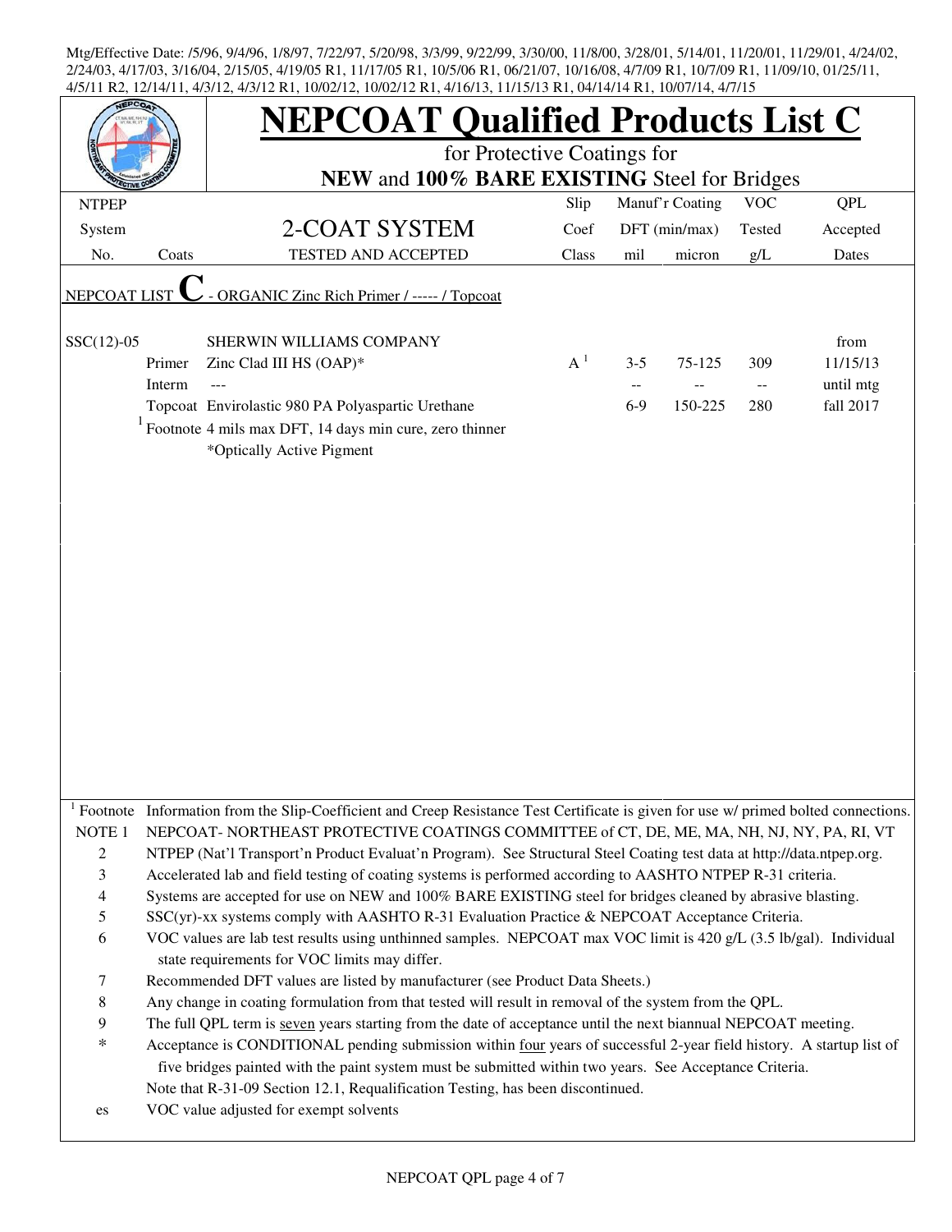Mtg/Effective Date: /5/96, 9/4/96, 1/8/97, 7/22/97, 5/20/98, 3/3/99, 9/22/99, 3/30/00, 11/8/00, 3/28/01, 5/14/01, 11/20/01, 11/29/01, 4/24/02, 2/24/03, 4/17/03, 3/16/04, 2/15/05, 4/19/05 R1, 11/17/05 R1, 10/5/06 R1, 06/21/07, 10/16/08, 4/7/09 R1, 10/7/09 R1, 11/09/10, 01/25/11, 4/5/11 R2, 12/14/11, 4/3/12, 4/3/12 R1, 10/02/12, 10/02/12 R1, 4/16/13, 11/15/13 R1, 04/14/14 R1, 10/07/14, 4/7/15

# NEPCOAT Qualified Products List C

for Protective Coatings for

**NEW** and **100% BARE EXISTING** Steel for Bridges

| NTPEP System No. | Coats | 2-COAT SYSTEM TESTED AND ACCEPTED | Slip Coef Class | Manuf'r Coating DFT (min/max) mil | Manuf'r Coating DFT (min/max) micron | VOC Tested g/L | QPL Accepted Dates |
|---|---|---|---|---|---|---|---|
| NEPCOAT LIST **C** - ORGANIC Zinc Rich Primer / ----- / Topcoat | | | | | | | |
| SSC(12)-05 | | SHERWIN WILLIAMS COMPANY | | | | | from |
| | Primer | Zinc Clad III HS (OAP)* | A [1] | 3-5 | 75-125 | 309 | 11/15/13 |
| | Interm | --- | | -- | -- | -- | until mtg |
| | Topcoat | Envirolastic 980 PA Polyaspartic Urethane | | 6-9 | 150-225 | 280 | fall 2017 |
| | [1] Footnote | 4 mils max DFT, 14 days min cure, zero thinner | | | | | |
| | | *Optically Active Pigment | | | | | |

[1] Footnote Information from the Slip-Coefficient and Creep Resistance Test Certificate is given for use w/ primed bolted connections.

NOTE 1 NEPCOAT- NORTHEAST PROTECTIVE COATINGS COMMITTEE of CT, DE, ME, MA, NH, NJ, NY, PA, RI, VT

2 NTPEP (Nat'l Transport'n Product Evaluat'n Program). See Structural Steel Coating test data at http://data.ntpep.org.

3 Accelerated lab and field testing of coating systems is performed according to AASHTO NTPEP R-31 criteria.

4 Systems are accepted for use on NEW and 100% BARE EXISTING steel for bridges cleaned by abrasive blasting.

5 SSC(yr)-xx systems comply with AASHTO R-31 Evaluation Practice & NEPCOAT Acceptance Criteria.

6 VOC values are lab test results using unthinned samples. NEPCOAT max VOC limit is 420 g/L (3.5 lb/gal). Individual state requirements for VOC limits may differ.

7 Recommended DFT values are listed by manufacturer (see Product Data Sheets.)

8 Any change in coating formulation from that tested will result in removal of the system from the QPL.

9 The full QPL term is seven years starting from the date of acceptance until the next biannual NEPCOAT meeting.

\* Acceptance is CONDITIONAL pending submission within four years of successful 2-year field history. A startup list of five bridges painted with the paint system must be submitted within two years. See Acceptance Criteria.

Note that R-31-09 Section 12.1, Requalification Testing, has been discontinued.

es VOC value adjusted for exempt solvents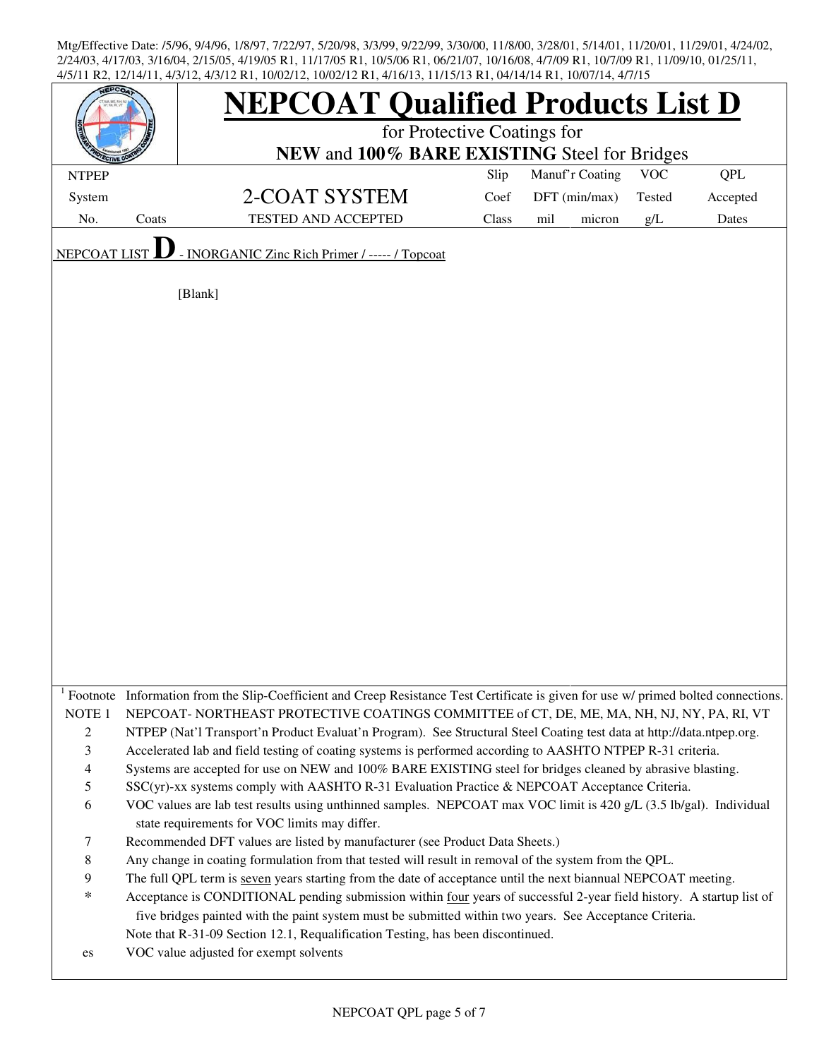Mtg/Effective Date: /5/96, 9/4/96, 1/8/97, 7/22/97, 5/20/98, 3/3/99, 9/22/99, 3/30/00, 11/8/00, 3/28/01, 5/14/01, 11/20/01, 11/29/01, 4/24/02, 2/24/03, 4/17/03, 3/16/04, 2/15/05, 4/19/05 R1, 11/17/05 R1, 10/5/06 R1, 06/21/07, 10/16/08, 4/7/09 R1, 10/7/09 R1, 11/09/10, 01/25/11, 4/5/11 R2, 12/14/11, 4/3/12, 4/3/12 R1, 10/02/12, 10/02/12 R1, 4/16/13, 11/15/13 R1, 04/14/14 R1, 10/07/14, 4/7/15

# NEPCOAT Qualified Products List D

for Protective Coatings for

**NEW** and **100% BARE EXISTING** Steel for Bridges

| NTPEP System No. | Coats | 2-COAT SYSTEM TESTED AND ACCEPTED | Slip Coef Class | Manuf'r Coating DFT (min/max) mil | micron | VOC Tested g/L | QPL Accepted Dates |
|---|---|---|---|---|---|---|---|

NEPCOAT LIST **D** - INORGANIC Zinc Rich Primer / ----- / Topcoat

[Blank]

[1] Footnote Information from the Slip-Coefficient and Creep Resistance Test Certificate is given for use w/ primed bolted connections.

NOTE 1 NEPCOAT- NORTHEAST PROTECTIVE COATINGS COMMITTEE of CT, DE, ME, MA, NH, NJ, NY, PA, RI, VT

2 NTPEP (Nat'l Transport'n Product Evaluat'n Program). See Structural Steel Coating test data at http://data.ntpep.org.

3 Accelerated lab and field testing of coating systems is performed according to AASHTO NTPEP R-31 criteria.

4 Systems are accepted for use on NEW and 100% BARE EXISTING steel for bridges cleaned by abrasive blasting.

5 SSC(yr)-xx systems comply with AASHTO R-31 Evaluation Practice & NEPCOAT Acceptance Criteria.

6 VOC values are lab test results using unthinned samples. NEPCOAT max VOC limit is 420 g/L (3.5 lb/gal). Individual state requirements for VOC limits may differ.

7 Recommended DFT values are listed by manufacturer (see Product Data Sheets.)

8 Any change in coating formulation from that tested will result in removal of the system from the QPL.

9 The full QPL term is seven years starting from the date of acceptance until the next biannual NEPCOAT meeting.

\* Acceptance is CONDITIONAL pending submission within four years of successful 2-year field history. A startup list of five bridges painted with the paint system must be submitted within two years. See Acceptance Criteria.

Note that R-31-09 Section 12.1, Requalification Testing, has been discontinued.

es VOC value adjusted for exempt solvents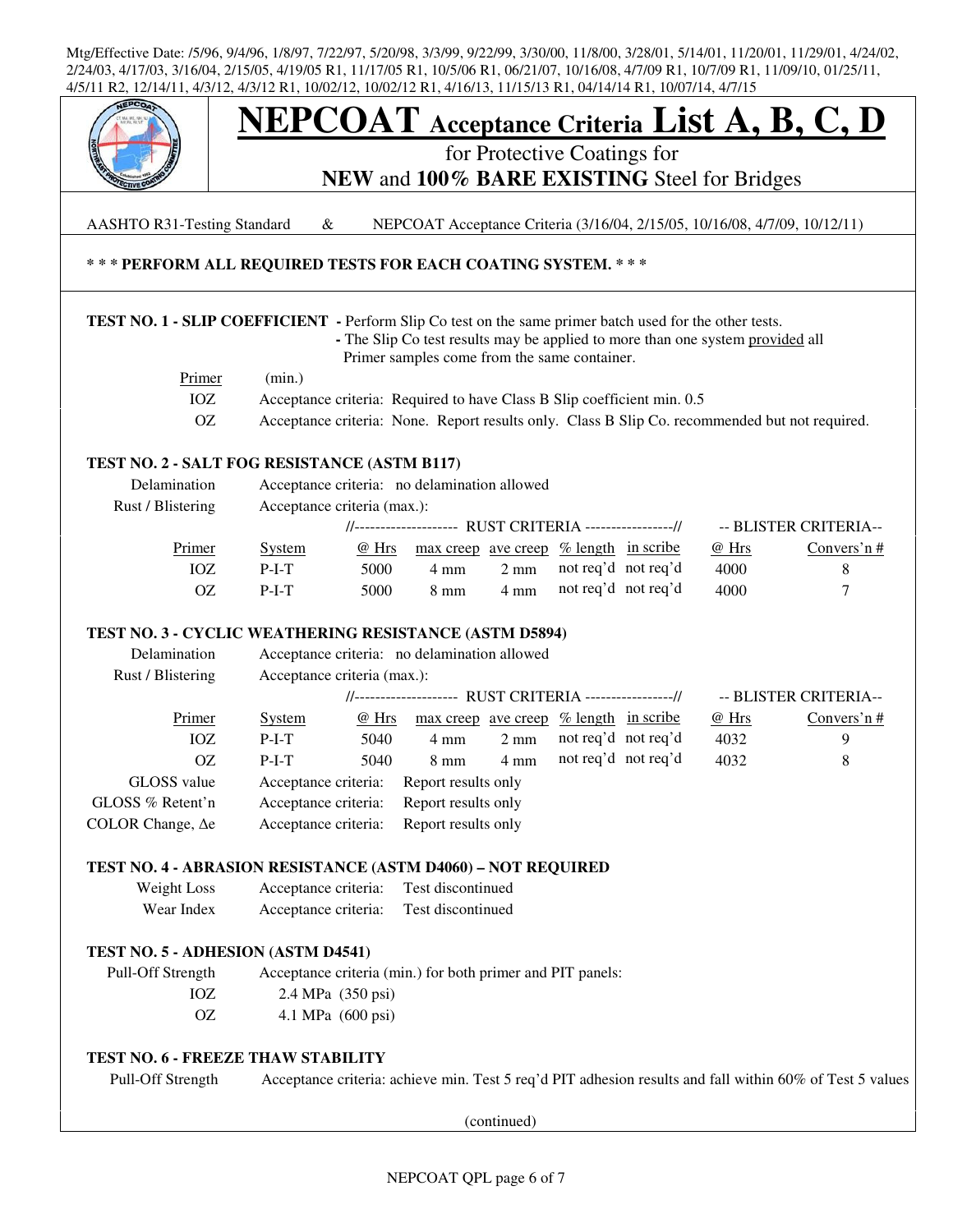Mtg/Effective Date: /5/96, 9/4/96, 1/8/97, 7/22/97, 5/20/98, 3/3/99, 9/22/99, 3/30/00, 11/8/00, 3/28/01, 5/14/01, 11/20/01, 11/29/01, 4/24/02, 2/24/03, 4/17/03, 3/16/04, 2/15/05, 4/19/05 R1, 11/17/05 R1, 10/5/06 R1, 06/21/07, 10/16/08, 4/7/09 R1, 10/7/09 R1, 11/09/10, 01/25/11, 4/5/11 R2, 12/14/11, 4/3/12, 4/3/12 R1, 10/02/12, 10/02/12 R1, 4/16/13, 11/15/13 R1, 04/14/14 R1, 10/07/14, 4/7/15

# NEPCOAT Acceptance Criteria List A, B, C, D

## for Protective Coatings for **NEW** and **100% BARE EXISTING** Steel for Bridges

AASHTO R31-Testing Standard & NEPCOAT Acceptance Criteria (3/16/04, 2/15/05, 10/16/08, 4/7/09, 10/12/11)

**\* \* \* PERFORM ALL REQUIRED TESTS FOR EACH COATING SYSTEM. \* \* \***

### TEST NO. 1 - SLIP COEFFICIENT

- Perform Slip Co test on the same primer batch used for the other tests.
- The Slip Co test results may be applied to more than one system provided all Primer samples come from the same container.

| Primer | (min.) |
|---|---|
| IOZ | Acceptance criteria: Required to have Class B Slip coefficient min. 0.5 |
| OZ | Acceptance criteria: None. Report results only. Class B Slip Co. recommended but not required. |

### TEST NO. 2 - SALT FOG RESISTANCE (ASTM B117)

Delamination — Acceptance criteria: no delamination allowed

Rust / Blistering — Acceptance criteria (max.):

| | | RUST CRITERIA | | | | | BLISTER CRITERIA | |
|---|---|---|---|---|---|---|---|---|
| Primer | System | @ Hrs | max creep | ave creep | % length | in scribe | @ Hrs | Convers'n # |
| IOZ | P-I-T | 5000 | 4 mm | 2 mm | not req'd | not req'd | 4000 | 8 |
| OZ | P-I-T | 5000 | 8 mm | 4 mm | not req'd | not req'd | 4000 | 7 |

### TEST NO. 3 - CYCLIC WEATHERING RESISTANCE (ASTM D5894)

Delamination — Acceptance criteria: no delamination allowed

Rust / Blistering — Acceptance criteria (max.):

| | | RUST CRITERIA | | | | | BLISTER CRITERIA | |
|---|---|---|---|---|---|---|---|---|
| Primer | System | @ Hrs | max creep | ave creep | % length | in scribe | @ Hrs | Convers'n # |
| IOZ | P-I-T | 5040 | 4 mm | 2 mm | not req'd | not req'd | 4032 | 9 |
| OZ | P-I-T | 5040 | 8 mm | 4 mm | not req'd | not req'd | 4032 | 8 |

GLOSS value — Acceptance criteria: Report results only

GLOSS % Retent'n — Acceptance criteria: Report results only

COLOR Change, Δe — Acceptance criteria: Report results only

### TEST NO. 4 - ABRASION RESISTANCE (ASTM D4060) – NOT REQUIRED

Weight Loss — Acceptance criteria: Test discontinued

Wear Index — Acceptance criteria: Test discontinued

### TEST NO. 5 - ADHESION (ASTM D4541)

Pull-Off Strength — Acceptance criteria (min.) for both primer and PIT panels:

| | |
|---|---|
| IOZ | 2.4 MPa (350 psi) |
| OZ | 4.1 MPa (600 psi) |

### TEST NO. 6 - FREEZE THAW STABILITY

Pull-Off Strength — Acceptance criteria: achieve min. Test 5 req'd PIT adhesion results and fall within 60% of Test 5 values

(continued)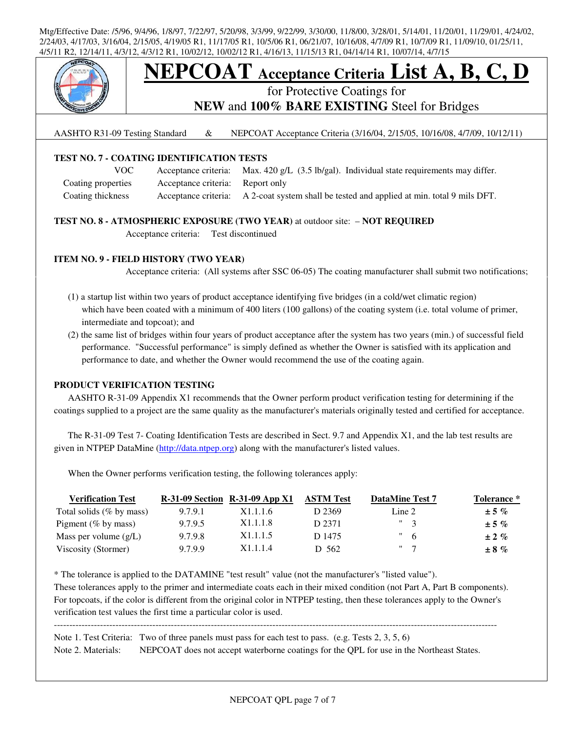Mtg/Effective Date: /5/96, 9/4/96, 1/8/97, 7/22/97, 5/20/98, 3/3/99, 9/22/99, 3/30/00, 11/8/00, 3/28/01, 5/14/01, 11/20/01, 11/29/01, 4/24/02, 2/24/03, 4/17/03, 3/16/04, 2/15/05, 4/19/05 R1, 11/17/05 R1, 10/5/06 R1, 06/21/07, 10/16/08, 4/7/09 R1, 10/7/09 R1, 11/09/10, 01/25/11, 4/5/11 R2, 12/14/11, 4/3/12, 4/3/12 R1, 10/02/12, 10/02/12 R1, 4/16/13, 11/15/13 R1, 04/14/14 R1, 10/07/14, 4/7/15

# NEPCOAT Acceptance Criteria List A, B, C, D

for Protective Coatings for
**NEW** and **100% BARE EXISTING** Steel for Bridges

AASHTO R31-09 Testing Standard & NEPCOAT Acceptance Criteria (3/16/04, 2/15/05, 10/16/08, 4/7/09, 10/12/11)

### TEST NO. 7 - COATING IDENTIFICATION TESTS

| | | |
|---|---|---|
| VOC | Acceptance criteria: | Max. 420 g/L (3.5 lb/gal). Individual state requirements may differ. |
| Coating properties | Acceptance criteria: | Report only |
| Coating thickness | Acceptance criteria: | A 2-coat system shall be tested and applied at min. total 9 mils DFT. |

### TEST NO. 8 - ATMOSPHERIC EXPOSURE (TWO YEAR) at outdoor site: – NOT REQUIRED

Acceptance criteria: Test discontinued

### ITEM NO. 9 - FIELD HISTORY (TWO YEAR)

Acceptance criteria: (All systems after SSC 06-05) The coating manufacturer shall submit two notifications;

(1) a startup list within two years of product acceptance identifying five bridges (in a cold/wet climatic region) which have been coated with a minimum of 400 liters (100 gallons) of the coating system (i.e. total volume of primer, intermediate and topcoat); and

(2) the same list of bridges within four years of product acceptance after the system has two years (min.) of successful field performance. "Successful performance" is simply defined as whether the Owner is satisfied with its application and performance to date, and whether the Owner would recommend the use of the coating again.

### PRODUCT VERIFICATION TESTING

AASHTO R-31-09 Appendix X1 recommends that the Owner perform product verification testing for determining if the coatings supplied to a project are the same quality as the manufacturer's materials originally tested and certified for acceptance.

The R-31-09 Test 7- Coating Identification Tests are described in Sect. 9.7 and Appendix X1, and the lab test results are given in NTPEP DataMine (http://data.ntpep.org) along with the manufacturer's listed values.

When the Owner performs verification testing, the following tolerances apply:

| Verification Test | R-31-09 Section | R-31-09 App X1 | ASTM Test | DataMine Test 7 | Tolerance * |
|---|---|---|---|---|---|
| Total solids (% by mass) | 9.7.9.1 | X1.1.1.6 | D 2369 | Line 2 | ± 5 % |
| Pigment (% by mass) | 9.7.9.5 | X1.1.1.8 | D 2371 | " 3 | ± 5 % |
| Mass per volume (g/L) | 9.7.9.8 | X1.1.1.5 | D 1475 | " 6 | ± 2 % |
| Viscosity (Stormer) | 9.7.9.9 | X1.1.1.4 | D 562 | " 7 | ± 8 % |

* The tolerance is applied to the DATAMINE "test result" value (not the manufacturer's "listed value").
These tolerances apply to the primer and intermediate coats each in their mixed condition (not Part A, Part B components).
For topcoats, if the color is different from the original color in NTPEP testing, then these tolerances apply to the Owner's verification test values the first time a particular color is used.

---

Note 1. Test Criteria: Two of three panels must pass for each test to pass. (e.g. Tests 2, 3, 5, 6)

Note 2. Materials: NEPCOAT does not accept waterborne coatings for the QPL for use in the Northeast States.